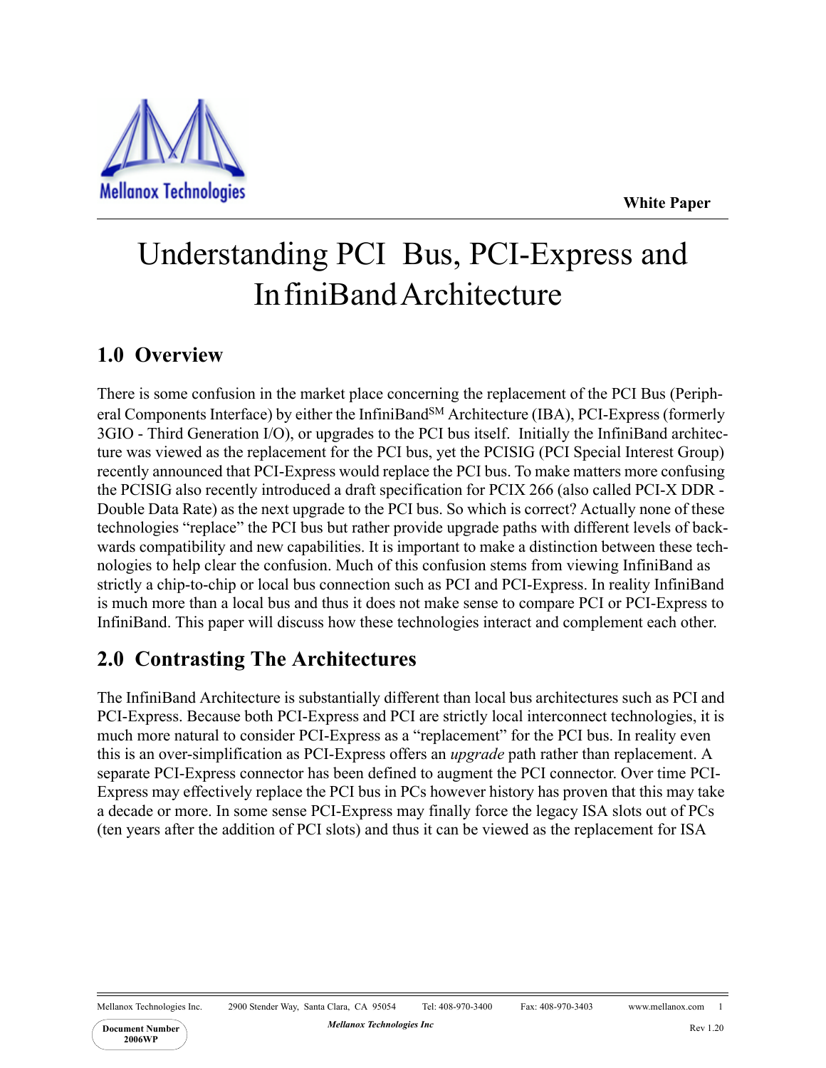White Paper

# Understanding PCI Bus, PCI-Express and InfiniBand Architecture

## 1.0 Overview

There is some confusion in the market place concerning the replacement of the PCI Bus (Peripheral Components Interface) by either the InfiniBand[SM] Architecture (IBA), PCI-Express (formerly 3GIO - Third Generation I/O), or upgrades to the PCI bus itself. Initially the InfiniBand architecture was viewed as the replacement for the PCI bus, yet the PCISIG (PCI Special Interest Group) recently announced that PCI-Express would replace the PCI bus. To make matters more confusing the PCISIG also recently introduced a draft specification for PCIX 266 (also called PCI-X DDR - Double Data Rate) as the next upgrade to the PCI bus. So which is correct? Actually none of these technologies "replace" the PCI bus but rather provide upgrade paths with different levels of backwards compatibility and new capabilities. It is important to make a distinction between these technologies to help clear the confusion. Much of this confusion stems from viewing InfiniBand as strictly a chip-to-chip or local bus connection such as PCI and PCI-Express. In reality InfiniBand is much more than a local bus and thus it does not make sense to compare PCI or PCI-Express to InfiniBand. This paper will discuss how these technologies interact and complement each other.

## 2.0 Contrasting The Architectures

The InfiniBand Architecture is substantially different than local bus architectures such as PCI and PCI-Express. Because both PCI-Express and PCI are strictly local interconnect technologies, it is much more natural to consider PCI-Express as a "replacement" for the PCI bus. In reality even this is an over-simplification as PCI-Express offers an *upgrade* path rather than replacement. A separate PCI-Express connector has been defined to augment the PCI connector. Over time PCI-Express may effectively replace the PCI bus in PCs however history has proven that this may take a decade or more. In some sense PCI-Express may finally force the legacy ISA slots out of PCs (ten years after the addition of PCI slots) and thus it can be viewed as the replacement for ISA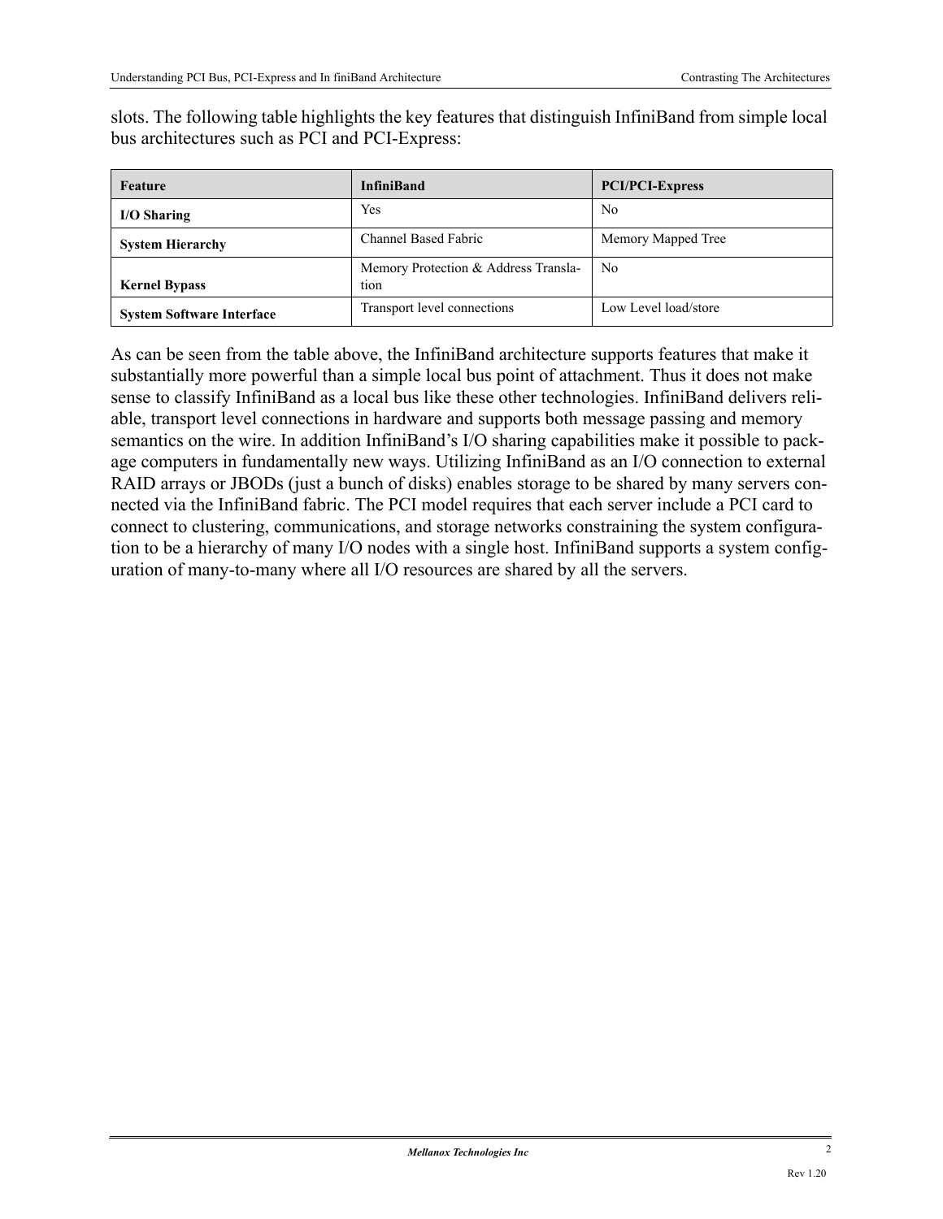slots. The following table highlights the key features that distinguish InfiniBand from simple local bus architectures such as PCI and PCI-Express:

| Feature | InfiniBand | PCI/PCI-Express |
|---|---|---|
| **I/O Sharing** | Yes | No |
| **System Hierarchy** | Channel Based Fabric | Memory Mapped Tree |
| **Kernel Bypass** | Memory Protection & Address Translation | No |
| **System Software Interface** | Transport level connections | Low Level load/store |

As can be seen from the table above, the InfiniBand architecture supports features that make it substantially more powerful than a simple local bus point of attachment. Thus it does not make sense to classify InfiniBand as a local bus like these other technologies. InfiniBand delivers reliable, transport level connections in hardware and supports both message passing and memory semantics on the wire. In addition InfiniBand's I/O sharing capabilities make it possible to package computers in fundamentally new ways. Utilizing InfiniBand as an I/O connection to external RAID arrays or JBODs (just a bunch of disks) enables storage to be shared by many servers connected via the InfiniBand fabric. The PCI model requires that each server include a PCI card to connect to clustering, communications, and storage networks constraining the system configuration to be a hierarchy of many I/O nodes with a single host. InfiniBand supports a system configuration of many-to-many where all I/O resources are shared by all the servers.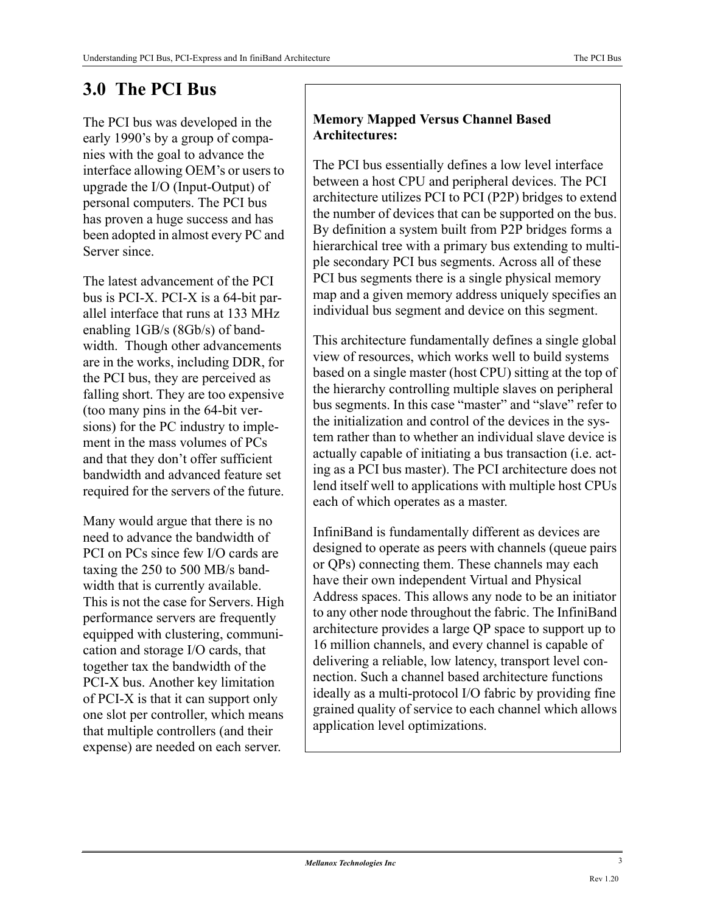# 3.0 The PCI Bus

The PCI bus was developed in the early 1990's by a group of companies with the goal to advance the interface allowing OEM's or users to upgrade the I/O (Input-Output) of personal computers. The PCI bus has proven a huge success and has been adopted in almost every PC and Server since.

The latest advancement of the PCI bus is PCI-X. PCI-X is a 64-bit parallel interface that runs at 133 MHz enabling 1GB/s (8Gb/s) of bandwidth. Though other advancements are in the works, including DDR, for the PCI bus, they are perceived as falling short. They are too expensive (too many pins in the 64-bit versions) for the PC industry to implement in the mass volumes of PCs and that they don't offer sufficient bandwidth and advanced feature set required for the servers of the future.

Many would argue that there is no need to advance the bandwidth of PCI on PCs since few I/O cards are taxing the 250 to 500 MB/s bandwidth that is currently available. This is not the case for Servers. High performance servers are frequently equipped with clustering, communication and storage I/O cards, that together tax the bandwidth of the PCI-X bus. Another key limitation of PCI-X is that it can support only one slot per controller, which means that multiple controllers (and their expense) are needed on each server.

**Memory Mapped Versus Channel Based Architectures:**

The PCI bus essentially defines a low level interface between a host CPU and peripheral devices. The PCI architecture utilizes PCI to PCI (P2P) bridges to extend the number of devices that can be supported on the bus. By definition a system built from P2P bridges forms a hierarchical tree with a primary bus extending to multiple secondary PCI bus segments. Across all of these PCI bus segments there is a single physical memory map and a given memory address uniquely specifies an individual bus segment and device on this segment.

This architecture fundamentally defines a single global view of resources, which works well to build systems based on a single master (host CPU) sitting at the top of the hierarchy controlling multiple slaves on peripheral bus segments. In this case "master" and "slave" refer to the initialization and control of the devices in the system rather than to whether an individual slave device is actually capable of initiating a bus transaction (i.e. acting as a PCI bus master). The PCI architecture does not lend itself well to applications with multiple host CPUs each of which operates as a master.

InfiniBand is fundamentally different as devices are designed to operate as peers with channels (queue pairs or QPs) connecting them. These channels may each have their own independent Virtual and Physical Address spaces. This allows any node to be an initiator to any other node throughout the fabric. The InfiniBand architecture provides a large QP space to support up to 16 million channels, and every channel is capable of delivering a reliable, low latency, transport level connection. Such a channel based architecture functions ideally as a multi-protocol I/O fabric by providing fine grained quality of service to each channel which allows application level optimizations.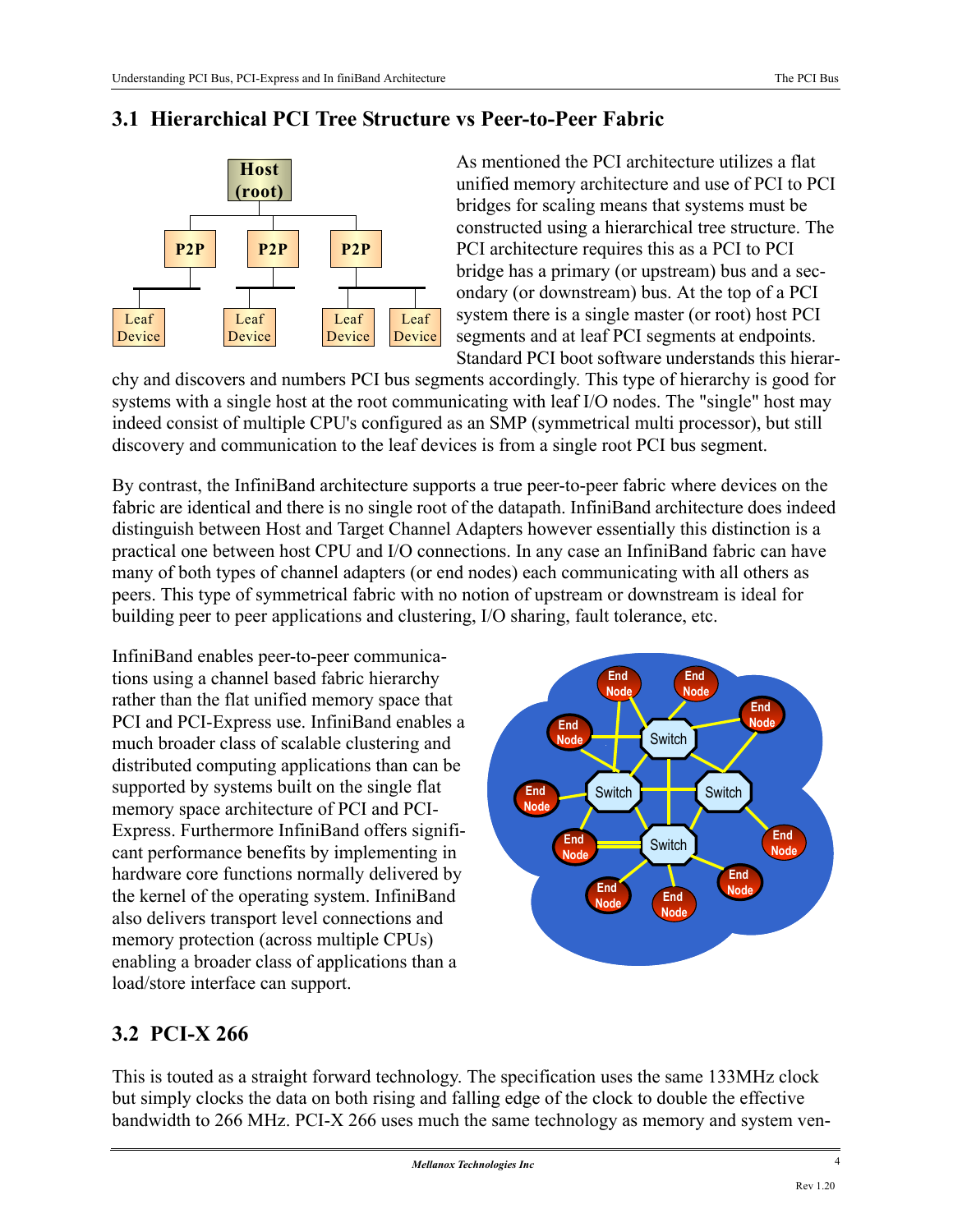## 3.1 Hierarchical PCI Tree Structure vs Peer-to-Peer Fabric

As mentioned the PCI architecture utilizes a flat unified memory architecture and use of PCI to PCI bridges for scaling means that systems must be constructed using a hierarchical tree structure. The PCI architecture requires this as a PCI to PCI bridge has a primary (or upstream) bus and a secondary (or downstream) bus. At the top of a PCI system there is a single master (or root) host PCI segments and at leaf PCI segments at endpoints. Standard PCI boot software understands this hierarchy and discovers and numbers PCI bus segments accordingly. This type of hierarchy is good for systems with a single host at the root communicating with leaf I/O nodes. The "single" host may indeed consist of multiple CPU's configured as an SMP (symmetrical multi processor), but still discovery and communication to the leaf devices is from a single root PCI bus segment.

By contrast, the InfiniBand architecture supports a true peer-to-peer fabric where devices on the fabric are identical and there is no single root of the datapath. InfiniBand architecture does indeed distinguish between Host and Target Channel Adapters however essentially this distinction is a practical one between host CPU and I/O connections. In any case an InfiniBand fabric can have many of both types of channel adapters (or end nodes) each communicating with all others as peers. This type of symmetrical fabric with no notion of upstream or downstream is ideal for building peer to peer applications and clustering, I/O sharing, fault tolerance, etc.

InfiniBand enables peer-to-peer communications using a channel based fabric hierarchy rather than the flat unified memory space that PCI and PCI-Express use. InfiniBand enables a much broader class of scalable clustering and distributed computing applications than can be supported by systems built on the single flat memory space architecture of PCI and PCI-Express. Furthermore InfiniBand offers significant performance benefits by implementing in hardware core functions normally delivered by the kernel of the operating system. InfiniBand also delivers transport level connections and memory protection (across multiple CPUs) enabling a broader class of applications than a load/store interface can support.

## 3.2 PCI-X 266

This is touted as a straight forward technology. The specification uses the same 133MHz clock but simply clocks the data on both rising and falling edge of the clock to double the effective bandwidth to 266 MHz. PCI-X 266 uses much the same technology as memory and system ven-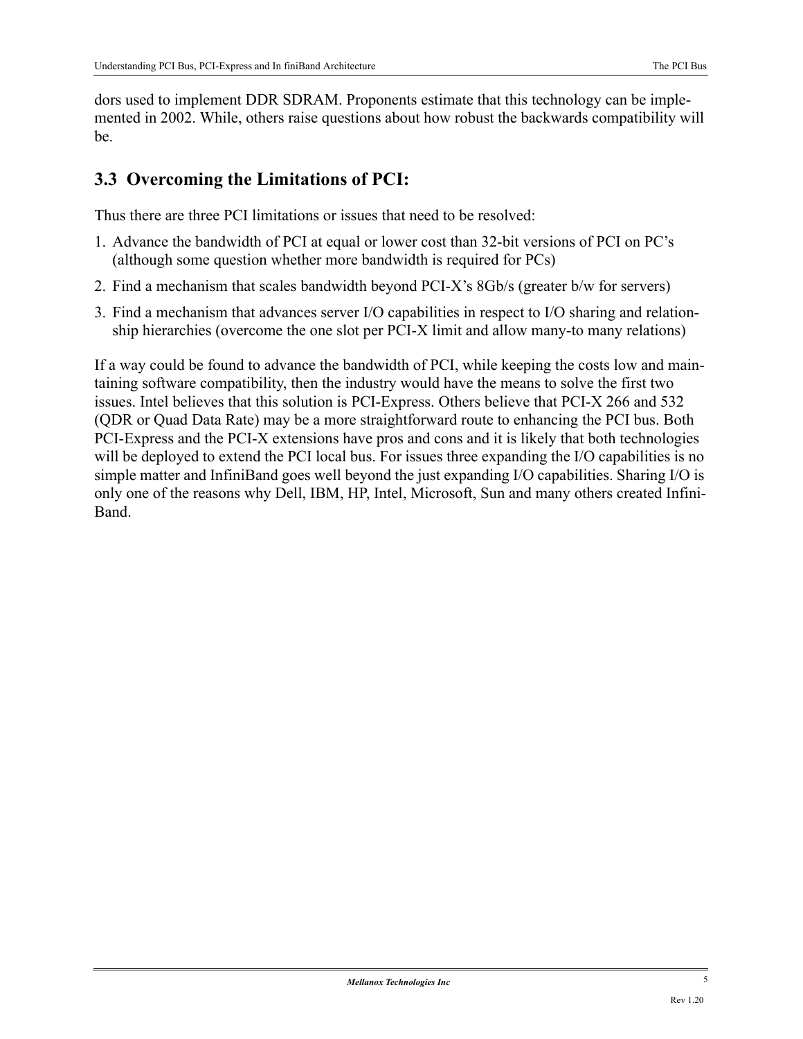dors used to implement DDR SDRAM. Proponents estimate that this technology can be implemented in 2002. While, others raise questions about how robust the backwards compatibility will be.

## 3.3 Overcoming the Limitations of PCI:

Thus there are three PCI limitations or issues that need to be resolved:

1. Advance the bandwidth of PCI at equal or lower cost than 32-bit versions of PCI on PC's (although some question whether more bandwidth is required for PCs)
2. Find a mechanism that scales bandwidth beyond PCI-X's 8Gb/s (greater b/w for servers)
3. Find a mechanism that advances server I/O capabilities in respect to I/O sharing and relationship hierarchies (overcome the one slot per PCI-X limit and allow many-to many relations)

If a way could be found to advance the bandwidth of PCI, while keeping the costs low and maintaining software compatibility, then the industry would have the means to solve the first two issues. Intel believes that this solution is PCI-Express. Others believe that PCI-X 266 and 532 (QDR or Quad Data Rate) may be a more straightforward route to enhancing the PCI bus. Both PCI-Express and the PCI-X extensions have pros and cons and it is likely that both technologies will be deployed to extend the PCI local bus. For issues three expanding the I/O capabilities is no simple matter and InfiniBand goes well beyond the just expanding I/O capabilities. Sharing I/O is only one of the reasons why Dell, IBM, HP, Intel, Microsoft, Sun and many others created InfiniBand.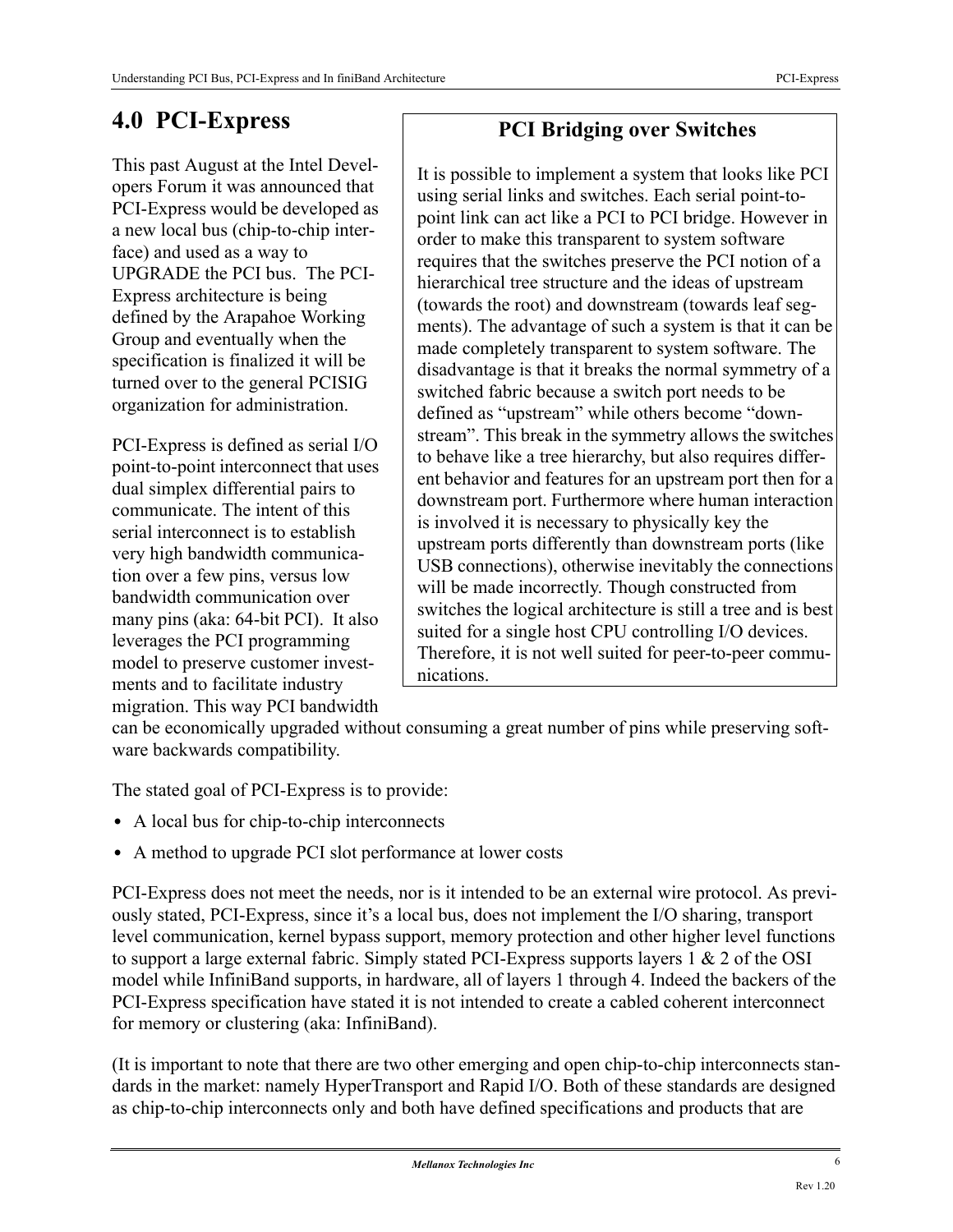# 4.0 PCI-Express

This past August at the Intel Developers Forum it was announced that PCI-Express would be developed as a new local bus (chip-to-chip interface) and used as a way to UPGRADE the PCI bus. The PCI-Express architecture is being defined by the Arapahoe Working Group and eventually when the specification is finalized it will be turned over to the general PCISIG organization for administration.

PCI-Express is defined as serial I/O point-to-point interconnect that uses dual simplex differential pairs to communicate. The intent of this serial interconnect is to establish very high bandwidth communication over a few pins, versus low bandwidth communication over many pins (aka: 64-bit PCI). It also leverages the PCI programming model to preserve customer investments and to facilitate industry migration. This way PCI bandwidth can be economically upgraded without consuming a great number of pins while preserving software backwards compatibility.

> **PCI Bridging over Switches**
>
> It is possible to implement a system that looks like PCI using serial links and switches. Each serial point-to-point link can act like a PCI to PCI bridge. However in order to make this transparent to system software requires that the switches preserve the PCI notion of a hierarchical tree structure and the ideas of upstream (towards the root) and downstream (towards leaf segments). The advantage of such a system is that it can be made completely transparent to system software. The disadvantage is that it breaks the normal symmetry of a switched fabric because a switch port needs to be defined as "upstream" while others become "downstream". This break in the symmetry allows the switches to behave like a tree hierarchy, but also requires different behavior and features for an upstream port then for a downstream port. Furthermore where human interaction is involved it is necessary to physically key the upstream ports differently than downstream ports (like USB connections), otherwise inevitably the connections will be made incorrectly. Though constructed from switches the logical architecture is still a tree and is best suited for a single host CPU controlling I/O devices. Therefore, it is not well suited for peer-to-peer communications.

The stated goal of PCI-Express is to provide:

- A local bus for chip-to-chip interconnects
- A method to upgrade PCI slot performance at lower costs

PCI-Express does not meet the needs, nor is it intended to be an external wire protocol. As previously stated, PCI-Express, since it's a local bus, does not implement the I/O sharing, transport level communication, kernel bypass support, memory protection and other higher level functions to support a large external fabric. Simply stated PCI-Express supports layers 1 & 2 of the OSI model while InfiniBand supports, in hardware, all of layers 1 through 4. Indeed the backers of the PCI-Express specification have stated it is not intended to create a cabled coherent interconnect for memory or clustering (aka: InfiniBand).

(It is important to note that there are two other emerging and open chip-to-chip interconnects standards in the market: namely HyperTransport and Rapid I/O. Both of these standards are designed as chip-to-chip interconnects only and both have defined specifications and products that are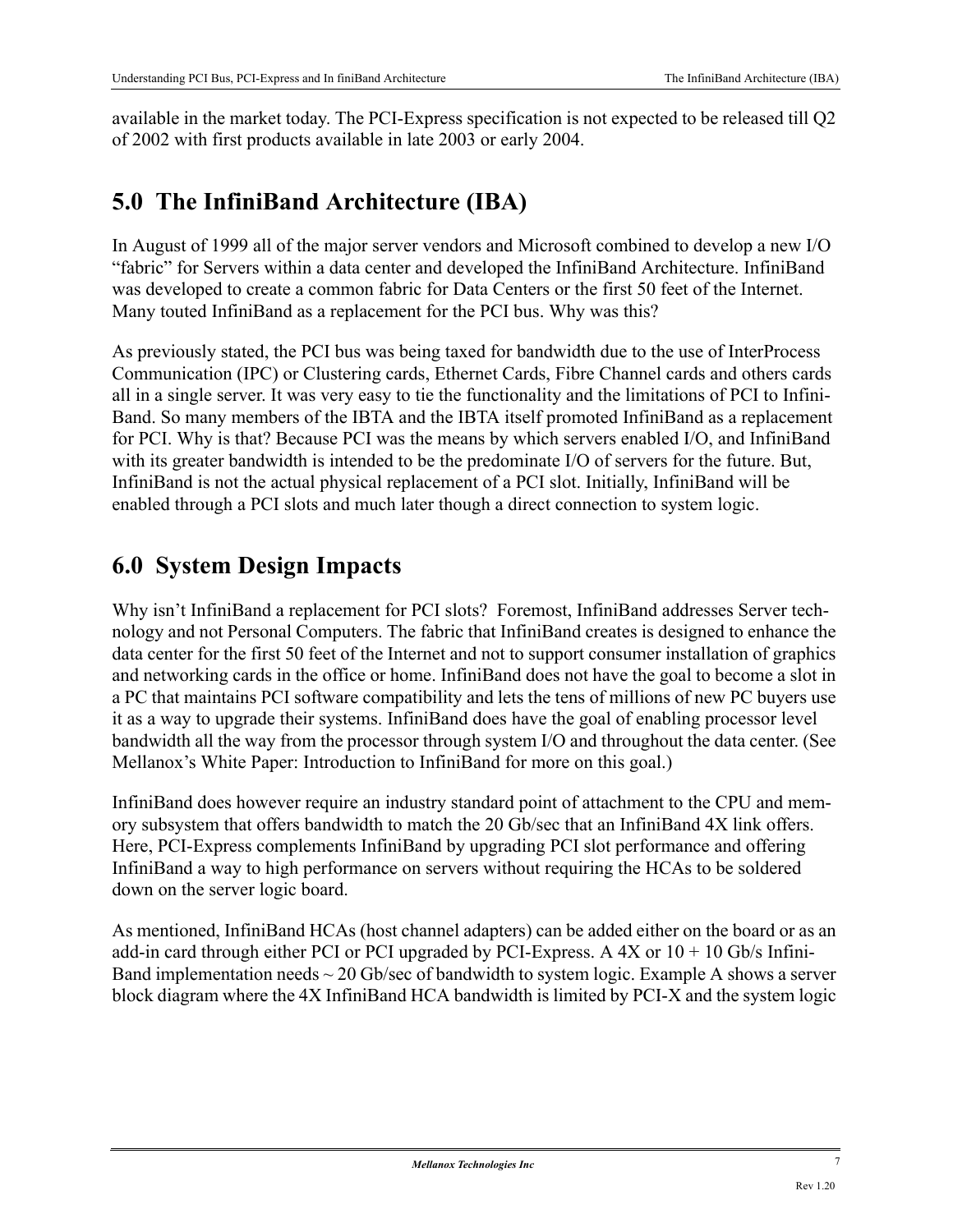available in the market today. The PCI-Express specification is not expected to be released till Q2 of 2002 with first products available in late 2003 or early 2004.

## 5.0 The InfiniBand Architecture (IBA)

In August of 1999 all of the major server vendors and Microsoft combined to develop a new I/O "fabric" for Servers within a data center and developed the InfiniBand Architecture. InfiniBand was developed to create a common fabric for Data Centers or the first 50 feet of the Internet. Many touted InfiniBand as a replacement for the PCI bus. Why was this?

As previously stated, the PCI bus was being taxed for bandwidth due to the use of InterProcess Communication (IPC) or Clustering cards, Ethernet Cards, Fibre Channel cards and others cards all in a single server. It was very easy to tie the functionality and the limitations of PCI to InfiniBand. So many members of the IBTA and the IBTA itself promoted InfiniBand as a replacement for PCI. Why is that? Because PCI was the means by which servers enabled I/O, and InfiniBand with its greater bandwidth is intended to be the predominate I/O of servers for the future. But, InfiniBand is not the actual physical replacement of a PCI slot. Initially, InfiniBand will be enabled through a PCI slots and much later though a direct connection to system logic.

## 6.0 System Design Impacts

Why isn't InfiniBand a replacement for PCI slots? Foremost, InfiniBand addresses Server technology and not Personal Computers. The fabric that InfiniBand creates is designed to enhance the data center for the first 50 feet of the Internet and not to support consumer installation of graphics and networking cards in the office or home. InfiniBand does not have the goal to become a slot in a PC that maintains PCI software compatibility and lets the tens of millions of new PC buyers use it as a way to upgrade their systems. InfiniBand does have the goal of enabling processor level bandwidth all the way from the processor through system I/O and throughout the data center. (See Mellanox's White Paper: Introduction to InfiniBand for more on this goal.)

InfiniBand does however require an industry standard point of attachment to the CPU and memory subsystem that offers bandwidth to match the 20 Gb/sec that an InfiniBand 4X link offers. Here, PCI-Express complements InfiniBand by upgrading PCI slot performance and offering InfiniBand a way to high performance on servers without requiring the HCAs to be soldered down on the server logic board.

As mentioned, InfiniBand HCAs (host channel adapters) can be added either on the board or as an add-in card through either PCI or PCI upgraded by PCI-Express. A 4X or 10 + 10 Gb/s InfiniBand implementation needs ~ 20 Gb/sec of bandwidth to system logic. Example A shows a server block diagram where the 4X InfiniBand HCA bandwidth is limited by PCI-X and the system logic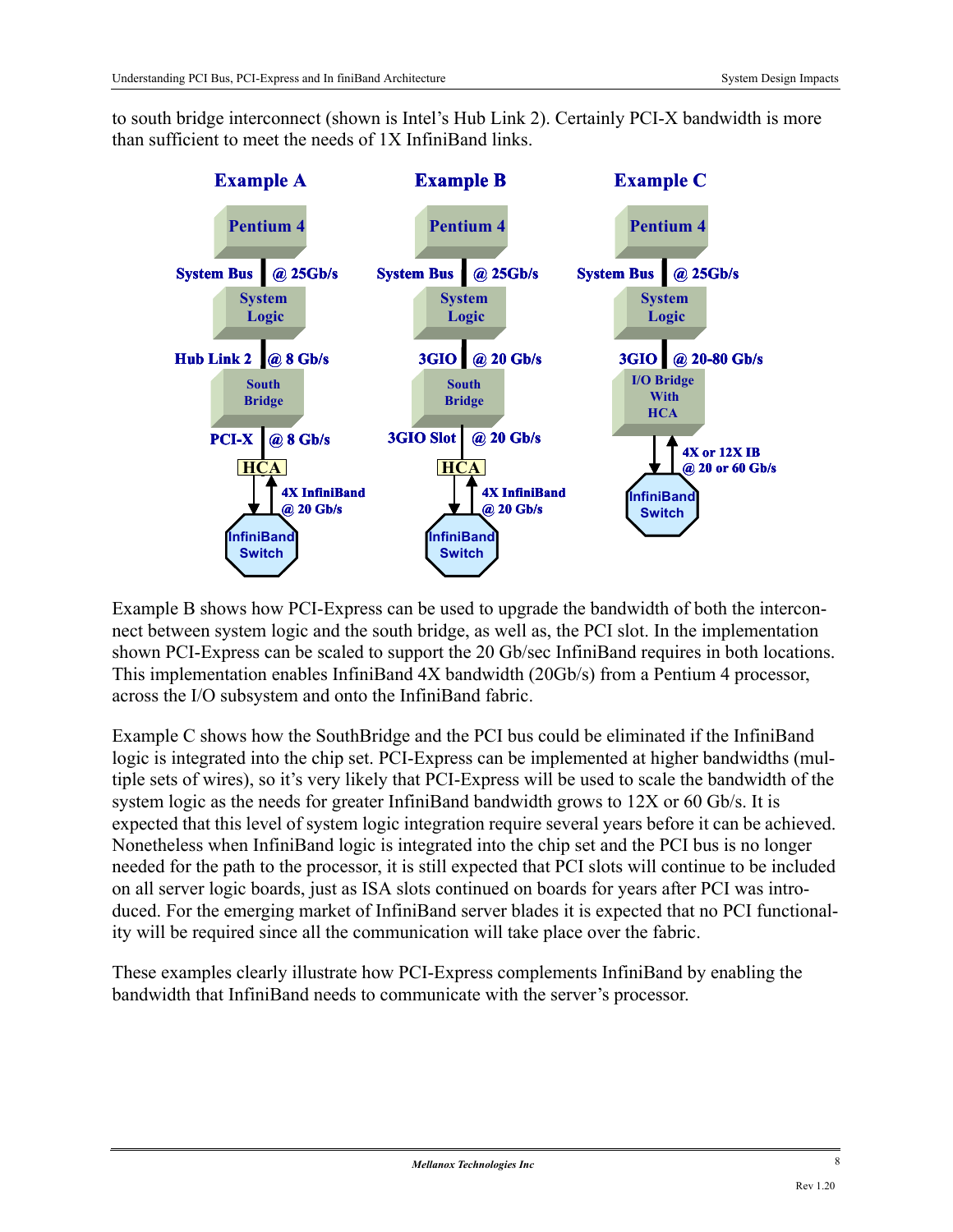to south bridge interconnect (shown is Intel's Hub Link 2). Certainly PCI-X bandwidth is more than sufficient to meet the needs of 1X InfiniBand links.

Example B shows how PCI-Express can be used to upgrade the bandwidth of both the interconnect between system logic and the south bridge, as well as, the PCI slot. In the implementation shown PCI-Express can be scaled to support the 20 Gb/sec InfiniBand requires in both locations. This implementation enables InfiniBand 4X bandwidth (20Gb/s) from a Pentium 4 processor, across the I/O subsystem and onto the InfiniBand fabric.

Example C shows how the SouthBridge and the PCI bus could be eliminated if the InfiniBand logic is integrated into the chip set. PCI-Express can be implemented at higher bandwidths (multiple sets of wires), so it's very likely that PCI-Express will be used to scale the bandwidth of the system logic as the needs for greater InfiniBand bandwidth grows to 12X or 60 Gb/s. It is expected that this level of system logic integration require several years before it can be achieved. Nonetheless when InfiniBand logic is integrated into the chip set and the PCI bus is no longer needed for the path to the processor, it is still expected that PCI slots will continue to be included on all server logic boards, just as ISA slots continued on boards for years after PCI was introduced. For the emerging market of InfiniBand server blades it is expected that no PCI functionality will be required since all the communication will take place over the fabric.

These examples clearly illustrate how PCI-Express complements InfiniBand by enabling the bandwidth that InfiniBand needs to communicate with the server's processor.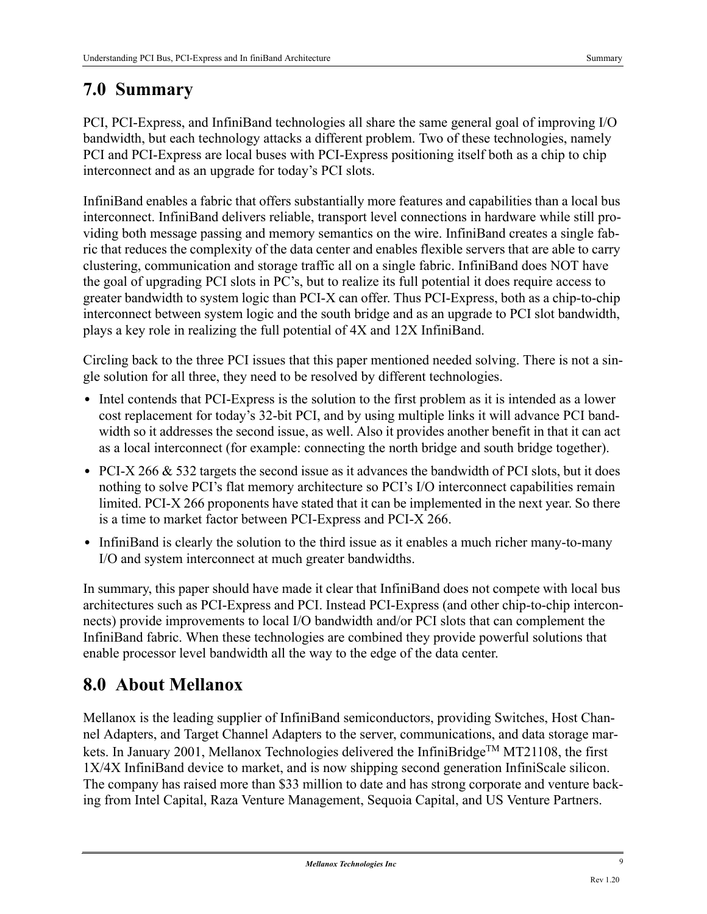## 7.0 Summary

PCI, PCI-Express, and InfiniBand technologies all share the same general goal of improving I/O bandwidth, but each technology attacks a different problem. Two of these technologies, namely PCI and PCI-Express are local buses with PCI-Express positioning itself both as a chip to chip interconnect and as an upgrade for today's PCI slots.

InfiniBand enables a fabric that offers substantially more features and capabilities than a local bus interconnect. InfiniBand delivers reliable, transport level connections in hardware while still providing both message passing and memory semantics on the wire. InfiniBand creates a single fabric that reduces the complexity of the data center and enables flexible servers that are able to carry clustering, communication and storage traffic all on a single fabric. InfiniBand does NOT have the goal of upgrading PCI slots in PC's, but to realize its full potential it does require access to greater bandwidth to system logic than PCI-X can offer. Thus PCI-Express, both as a chip-to-chip interconnect between system logic and the south bridge and as an upgrade to PCI slot bandwidth, plays a key role in realizing the full potential of 4X and 12X InfiniBand.

Circling back to the three PCI issues that this paper mentioned needed solving. There is not a single solution for all three, they need to be resolved by different technologies.

- Intel contends that PCI-Express is the solution to the first problem as it is intended as a lower cost replacement for today's 32-bit PCI, and by using multiple links it will advance PCI bandwidth so it addresses the second issue, as well. Also it provides another benefit in that it can act as a local interconnect (for example: connecting the north bridge and south bridge together).
- PCI-X 266 & 532 targets the second issue as it advances the bandwidth of PCI slots, but it does nothing to solve PCI's flat memory architecture so PCI's I/O interconnect capabilities remain limited. PCI-X 266 proponents have stated that it can be implemented in the next year. So there is a time to market factor between PCI-Express and PCI-X 266.
- InfiniBand is clearly the solution to the third issue as it enables a much richer many-to-many I/O and system interconnect at much greater bandwidths.

In summary, this paper should have made it clear that InfiniBand does not compete with local bus architectures such as PCI-Express and PCI. Instead PCI-Express (and other chip-to-chip interconnects) provide improvements to local I/O bandwidth and/or PCI slots that can complement the InfiniBand fabric. When these technologies are combined they provide powerful solutions that enable processor level bandwidth all the way to the edge of the data center.

## 8.0 About Mellanox

Mellanox is the leading supplier of InfiniBand semiconductors, providing Switches, Host Channel Adapters, and Target Channel Adapters to the server, communications, and data storage markets. In January 2001, Mellanox Technologies delivered the InfiniBridge™ MT21108, the first 1X/4X InfiniBand device to market, and is now shipping second generation InfiniScale silicon. The company has raised more than $33 million to date and has strong corporate and venture backing from Intel Capital, Raza Venture Management, Sequoia Capital, and US Venture Partners.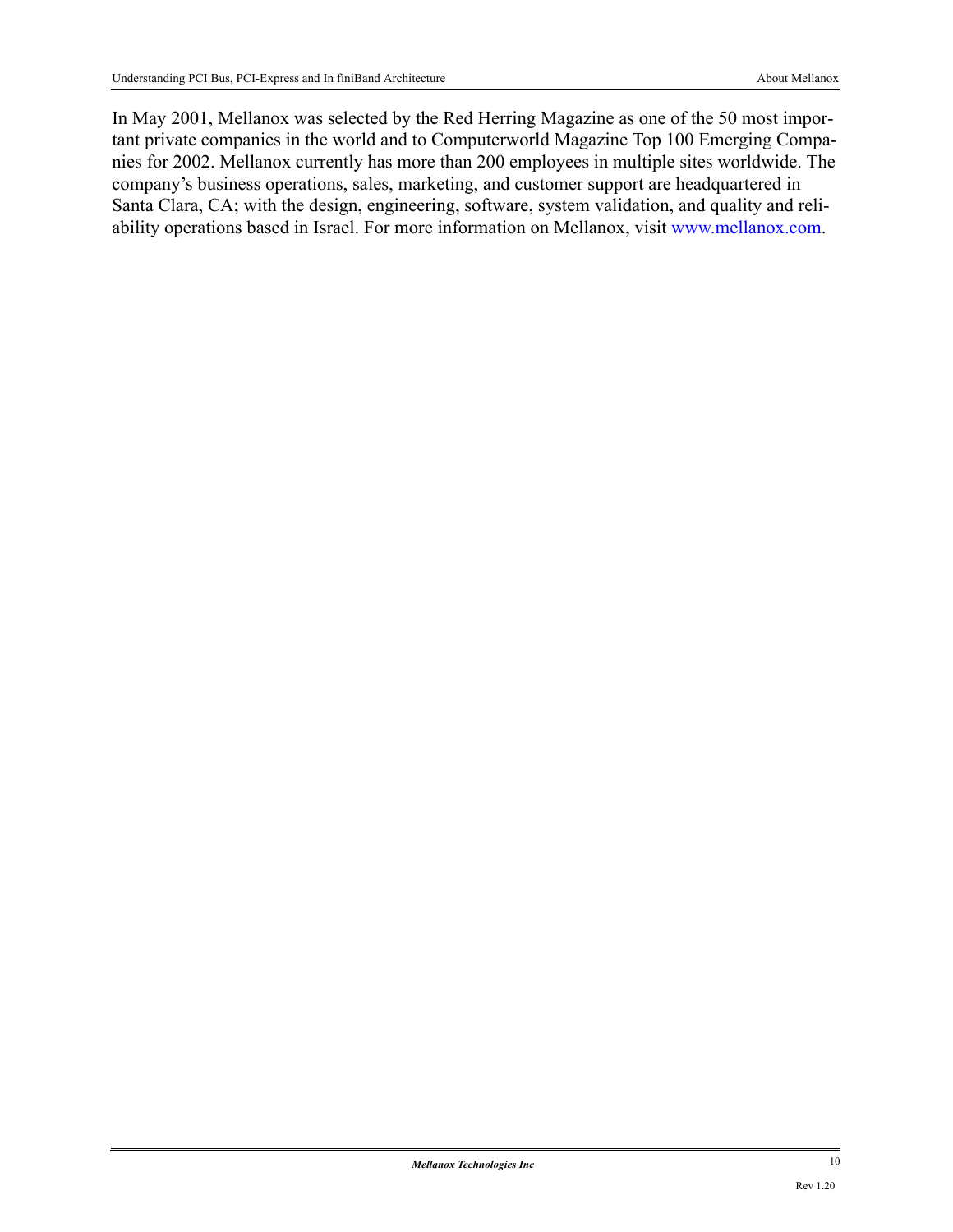In May 2001, Mellanox was selected by the Red Herring Magazine as one of the 50 most important private companies in the world and to Computerworld Magazine Top 100 Emerging Companies for 2002. Mellanox currently has more than 200 employees in multiple sites worldwide. The company's business operations, sales, marketing, and customer support are headquartered in Santa Clara, CA; with the design, engineering, software, system validation, and quality and reliability operations based in Israel. For more information on Mellanox, visit www.mellanox.com.